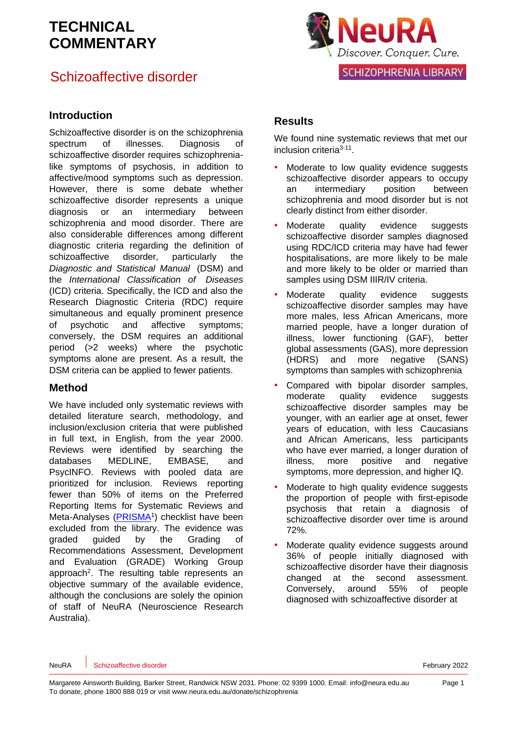# TECHNICAL COMMENTARY

## Schizoaffective disorder

### Introduction

Schizoaffective disorder is on the schizophrenia spectrum of illnesses. Diagnosis of schizoaffective disorder requires schizophrenia-like symptoms of psychosis, in addition to affective/mood symptoms such as depression. However, there is some debate whether schizoaffective disorder represents a unique diagnosis or an intermediary between schizophrenia and mood disorder. There are also considerable differences among different diagnostic criteria regarding the definition of schizoaffective disorder, particularly the *Diagnostic and Statistical Manual* (DSM) and the *International Classification of Diseases* (ICD) criteria. Specifically, the ICD and also the Research Diagnostic Criteria (RDC) require simultaneous and equally prominent presence of psychotic and affective symptoms; conversely, the DSM requires an additional period (>2 weeks) where the psychotic symptoms alone are present. As a result, the DSM criteria can be applied to fewer patients.

### Method

We have included only systematic reviews with detailed literature search, methodology, and inclusion/exclusion criteria that were published in full text, in English, from the year 2000. Reviews were identified by searching the databases MEDLINE, EMBASE, and PsycINFO. Reviews with pooled data are prioritized for inclusion. Reviews reporting fewer than 50% of items on the Preferred Reporting Items for Systematic Reviews and Meta-Analyses (PRISMA[1]) checklist have been excluded from the library. The evidence was graded guided by the Grading of Recommendations Assessment, Development and Evaluation (GRADE) Working Group approach[2]. The resulting table represents an objective summary of the available evidence, although the conclusions are solely the opinion of staff of NeuRA (Neuroscience Research Australia).

### Results

We found nine systematic reviews that met our inclusion criteria[3-11].

- Moderate to low quality evidence suggests schizoaffective disorder appears to occupy an intermediary position between schizophrenia and mood disorder but is not clearly distinct from either disorder.
- Moderate quality evidence suggests schizoaffective disorder samples diagnosed using RDC/ICD criteria may have had fewer hospitalisations, are more likely to be male and more likely to be older or married than samples using DSM IIIR/IV criteria.
- Moderate quality evidence suggests schizoaffective disorder samples may have more males, less African Americans, more married people, have a longer duration of illness, lower functioning (GAF), better global assessments (GAS), more depression (HDRS) and more negative (SANS) symptoms than samples with schizophrenia
- Compared with bipolar disorder samples, moderate quality evidence suggests schizoaffective disorder samples may be younger, with an earlier age at onset, fewer years of education, with less Caucasians and African Americans, less participants who have ever married, a longer duration of illness, more positive and negative symptoms, more depression, and higher IQ.
- Moderate to high quality evidence suggests the proportion of people with first-episode psychosis that retain a diagnosis of schizoaffective disorder over time is around 72%.
- Moderate quality evidence suggests around 36% of people initially diagnosed with schizoaffective disorder have their diagnosis changed at the second assessment. Conversely, around 55% of people diagnosed with schizoaffective disorder at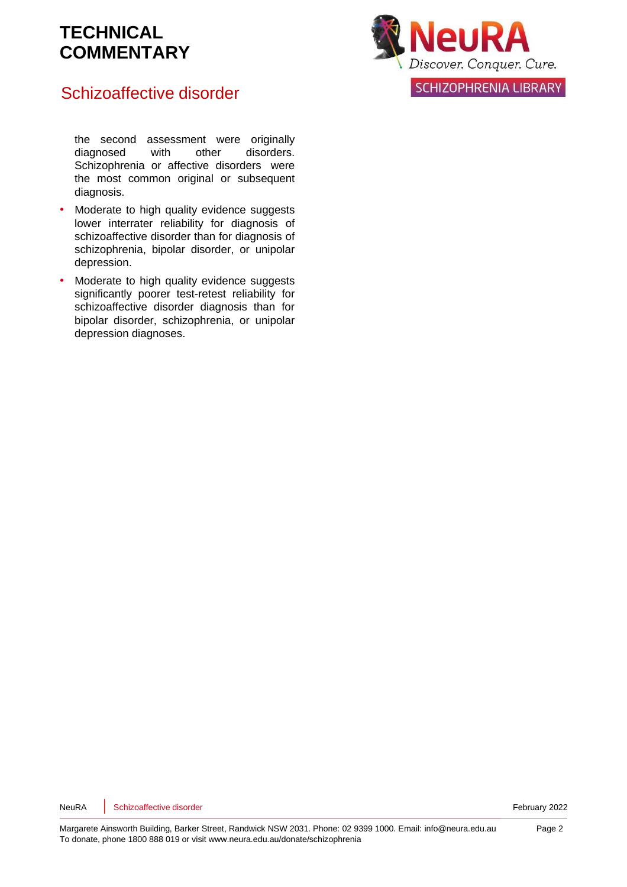the second assessment were originally diagnosed with other disorders. Schizophrenia or affective disorders were the most common original or subsequent diagnosis.

- Moderate to high quality evidence suggests lower interrater reliability for diagnosis of schizoaffective disorder than for diagnosis of schizophrenia, bipolar disorder, or unipolar depression.
- Moderate to high quality evidence suggests significantly poorer test-retest reliability for schizoaffective disorder diagnosis than for bipolar disorder, schizophrenia, or unipolar depression diagnoses.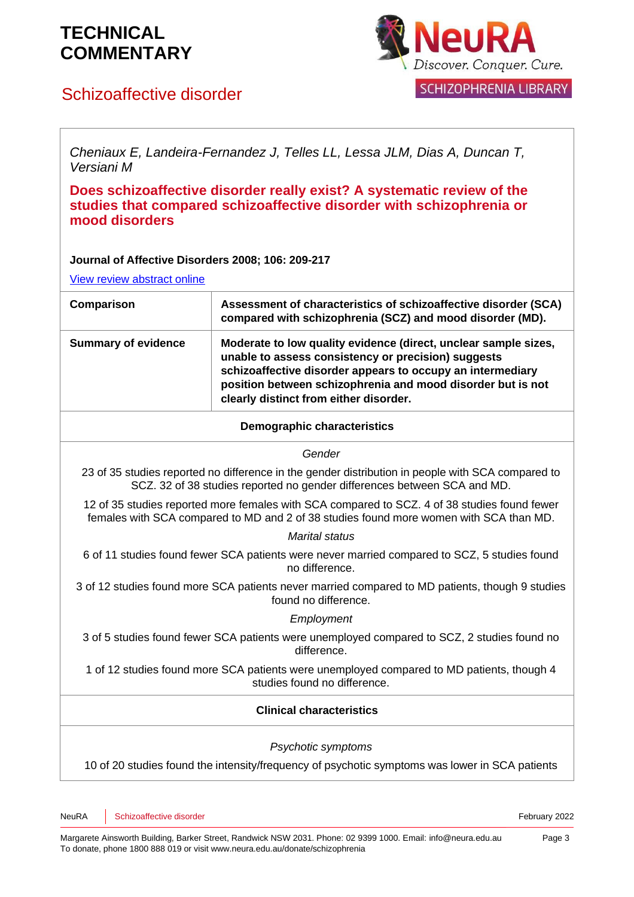# TECHNICAL COMMENTARY

## Schizoaffective disorder

*Cheniaux E, Landeira-Fernandez J, Telles LL, Lessa JLM, Dias A, Duncan T, Versiani M*

**Does schizoaffective disorder really exist? A systematic review of the studies that compared schizoaffective disorder with schizophrenia or mood disorders**

**Journal of Affective Disorders 2008; 106: 209-217**

View review abstract online

| | |
|---|---|
| **Comparison** | **Assessment of characteristics of schizoaffective disorder (SCA) compared with schizophrenia (SCZ) and mood disorder (MD).** |
| **Summary of evidence** | **Moderate to low quality evidence (direct, unclear sample sizes, unable to assess consistency or precision) suggests schizoaffective disorder appears to occupy an intermediary position between schizophrenia and mood disorder but is not clearly distinct from either disorder.** |

**Demographic characteristics**

*Gender*

23 of 35 studies reported no difference in the gender distribution in people with SCA compared to SCZ. 32 of 38 studies reported no gender differences between SCA and MD.

12 of 35 studies reported more females with SCA compared to SCZ. 4 of 38 studies found fewer females with SCA compared to MD and 2 of 38 studies found more women with SCA than MD.

*Marital status*

6 of 11 studies found fewer SCA patients were never married compared to SCZ, 5 studies found no difference.

3 of 12 studies found more SCA patients never married compared to MD patients, though 9 studies found no difference.

*Employment*

3 of 5 studies found fewer SCA patients were unemployed compared to SCZ, 2 studies found no difference.

1 of 12 studies found more SCA patients were unemployed compared to MD patients, though 4 studies found no difference.

**Clinical characteristics**

*Psychotic symptoms*

10 of 20 studies found the intensity/frequency of psychotic symptoms was lower in SCA patients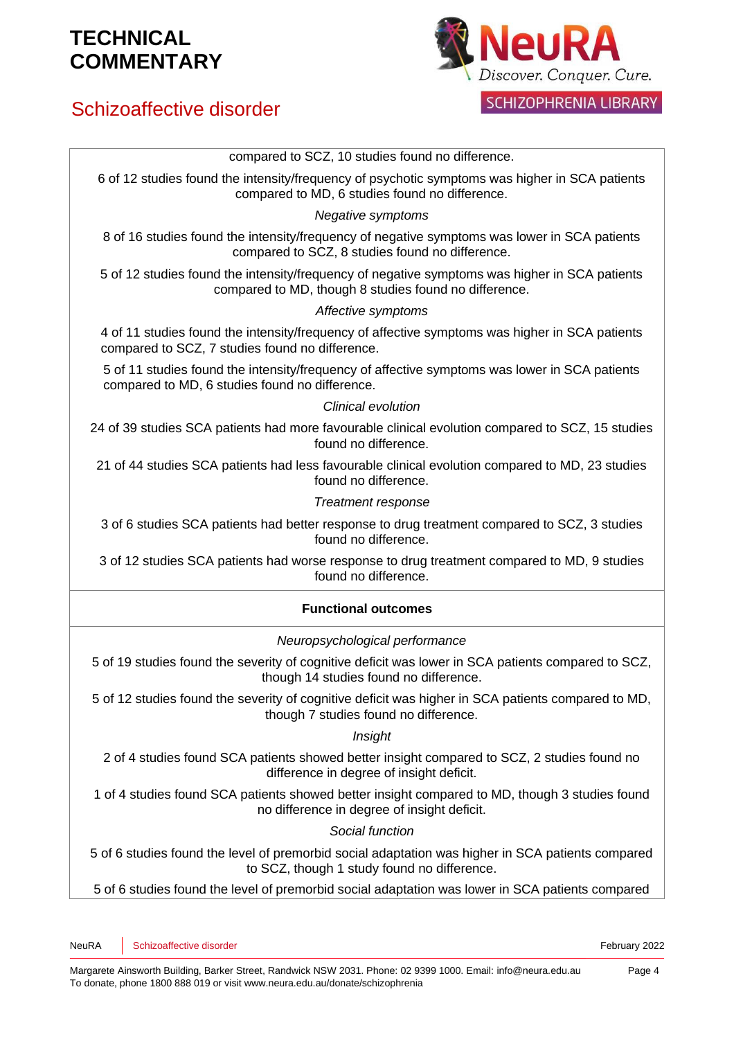compared to SCZ, 10 studies found no difference.

6 of 12 studies found the intensity/frequency of psychotic symptoms was higher in SCA patients compared to MD, 6 studies found no difference.

*Negative symptoms*

8 of 16 studies found the intensity/frequency of negative symptoms was lower in SCA patients compared to SCZ, 8 studies found no difference.

5 of 12 studies found the intensity/frequency of negative symptoms was higher in SCA patients compared to MD, though 8 studies found no difference.

*Affective symptoms*

4 of 11 studies found the intensity/frequency of affective symptoms was higher in SCA patients compared to SCZ, 7 studies found no difference.

5 of 11 studies found the intensity/frequency of affective symptoms was lower in SCA patients compared to MD, 6 studies found no difference.

*Clinical evolution*

24 of 39 studies SCA patients had more favourable clinical evolution compared to SCZ, 15 studies found no difference.

21 of 44 studies SCA patients had less favourable clinical evolution compared to MD, 23 studies found no difference.

*Treatment response*

3 of 6 studies SCA patients had better response to drug treatment compared to SCZ, 3 studies found no difference.

3 of 12 studies SCA patients had worse response to drug treatment compared to MD, 9 studies found no difference.

**Functional outcomes**

*Neuropsychological performance*

5 of 19 studies found the severity of cognitive deficit was lower in SCA patients compared to SCZ, though 14 studies found no difference.

5 of 12 studies found the severity of cognitive deficit was higher in SCA patients compared to MD, though 7 studies found no difference.

*Insight*

2 of 4 studies found SCA patients showed better insight compared to SCZ, 2 studies found no difference in degree of insight deficit.

1 of 4 studies found SCA patients showed better insight compared to MD, though 3 studies found no difference in degree of insight deficit.

*Social function*

5 of 6 studies found the level of premorbid social adaptation was higher in SCA patients compared to SCZ, though 1 study found no difference.

5 of 6 studies found the level of premorbid social adaptation was lower in SCA patients compared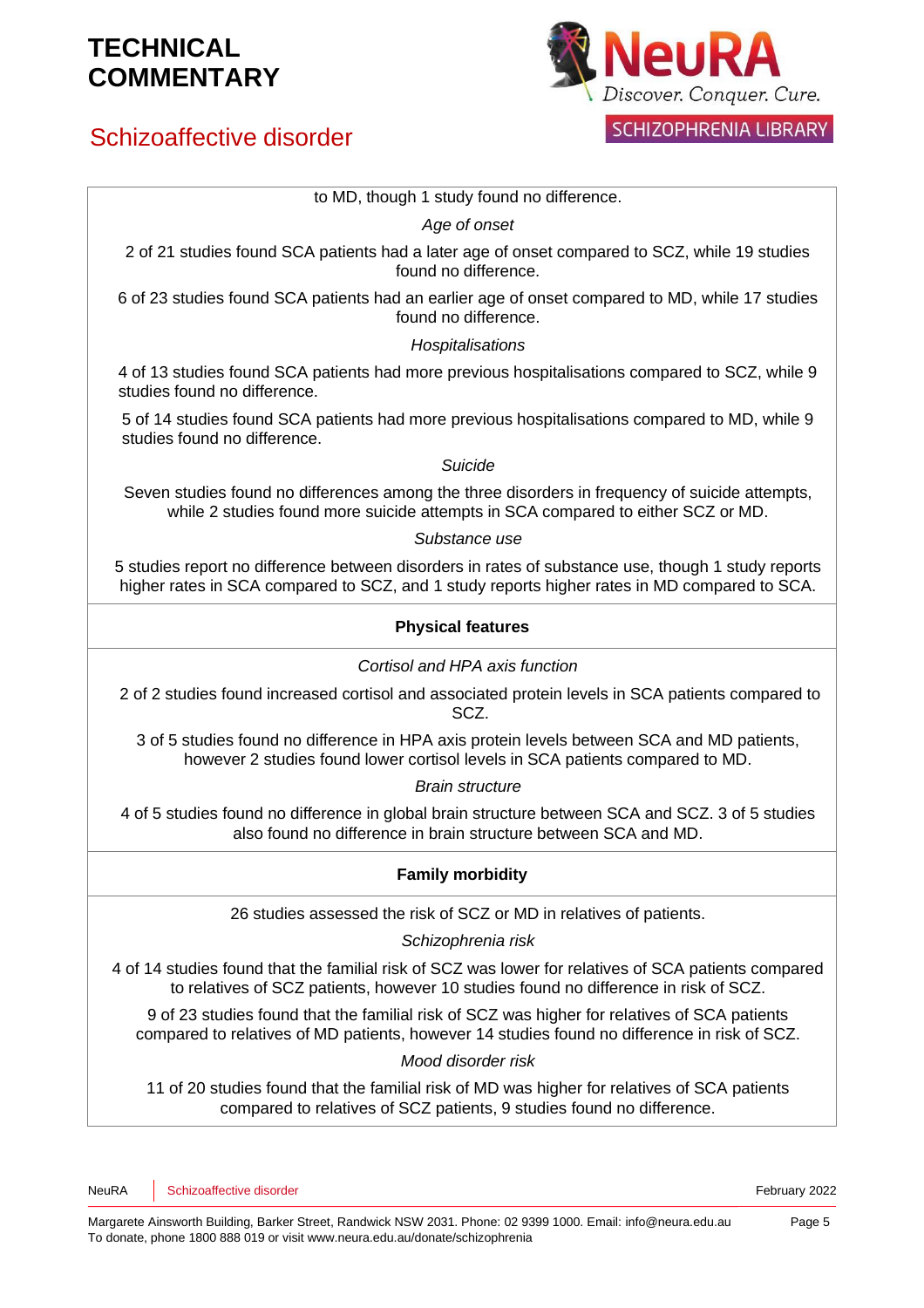to MD, though 1 study found no difference.

*Age of onset*

2 of 21 studies found SCA patients had a later age of onset compared to SCZ, while 19 studies found no difference.

6 of 23 studies found SCA patients had an earlier age of onset compared to MD, while 17 studies found no difference.

*Hospitalisations*

4 of 13 studies found SCA patients had more previous hospitalisations compared to SCZ, while 9 studies found no difference.

5 of 14 studies found SCA patients had more previous hospitalisations compared to MD, while 9 studies found no difference.

*Suicide*

Seven studies found no differences among the three disorders in frequency of suicide attempts, while 2 studies found more suicide attempts in SCA compared to either SCZ or MD.

*Substance use*

5 studies report no difference between disorders in rates of substance use, though 1 study reports higher rates in SCA compared to SCZ, and 1 study reports higher rates in MD compared to SCA.

**Physical features**

*Cortisol and HPA axis function*

2 of 2 studies found increased cortisol and associated protein levels in SCA patients compared to SCZ.

3 of 5 studies found no difference in HPA axis protein levels between SCA and MD patients, however 2 studies found lower cortisol levels in SCA patients compared to MD.

*Brain structure*

4 of 5 studies found no difference in global brain structure between SCA and SCZ. 3 of 5 studies also found no difference in brain structure between SCA and MD.

**Family morbidity**

26 studies assessed the risk of SCZ or MD in relatives of patients.

*Schizophrenia risk*

4 of 14 studies found that the familial risk of SCZ was lower for relatives of SCA patients compared to relatives of SCZ patients, however 10 studies found no difference in risk of SCZ.

9 of 23 studies found that the familial risk of SCZ was higher for relatives of SCA patients compared to relatives of MD patients, however 14 studies found no difference in risk of SCZ.

*Mood disorder risk*

11 of 20 studies found that the familial risk of MD was higher for relatives of SCA patients compared to relatives of SCZ patients, 9 studies found no difference.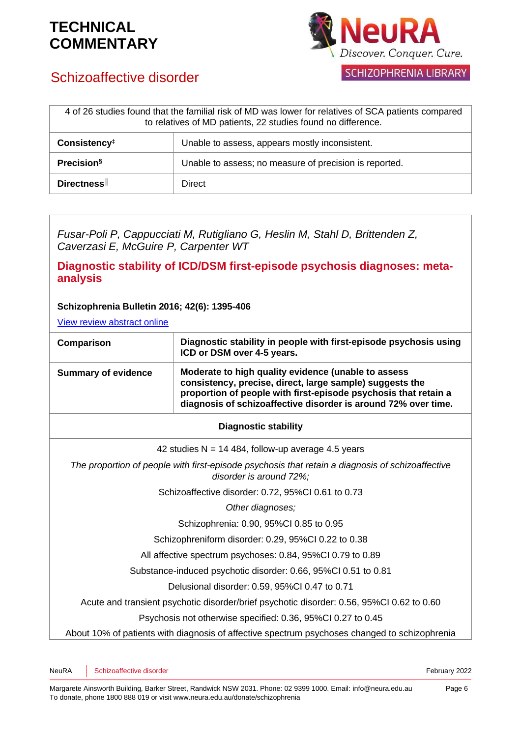| 4 of 26 studies found that the familial risk of MD was lower for relatives of SCA patients compared to relatives of MD patients, 22 studies found no difference. | |
|---|---|
| **Consistency**‡ | Unable to assess, appears mostly inconsistent. |
| **Precision**§ | Unable to assess; no measure of precision is reported. |
| **Directness**‖ | Direct |

*Fusar-Poli P, Cappucciati M, Rutigliano G, Heslin M, Stahl D, Brittenden Z, Caverzasi E, McGuire P, Carpenter WT*

## Diagnostic stability of ICD/DSM first-episode psychosis diagnoses: meta-analysis

**Schizophrenia Bulletin 2016; 42(6): 1395-406**

View review abstract online

| **Comparison** | **Diagnostic stability in people with first-episode psychosis using ICD or DSM over 4-5 years.** |
|---|---|
| **Summary of evidence** | **Moderate to high quality evidence (unable to assess consistency, precise, direct, large sample) suggests the proportion of people with first-episode psychosis that retain a diagnosis of schizoaffective disorder is around 72% over time.** |
| **Diagnostic stability** | |
| 42 studies N = 14 484, follow-up average 4.5 years<br>*The proportion of people with first-episode psychosis that retain a diagnosis of schizoaffective disorder is around 72%;*<br>Schizoaffective disorder: 0.72, 95%CI 0.61 to 0.73<br>*Other diagnoses;*<br>Schizophrenia: 0.90, 95%CI 0.85 to 0.95<br>Schizophreniform disorder: 0.29, 95%CI 0.22 to 0.38<br>All affective spectrum psychoses: 0.84, 95%CI 0.79 to 0.89<br>Substance-induced psychotic disorder: 0.66, 95%CI 0.51 to 0.81<br>Delusional disorder: 0.59, 95%CI 0.47 to 0.71<br>Acute and transient psychotic disorder/brief psychotic disorder: 0.56, 95%CI 0.62 to 0.60<br>Psychosis not otherwise specified: 0.36, 95%CI 0.27 to 0.45<br>About 10% of patients with diagnosis of affective spectrum psychoses changed to schizophrenia | |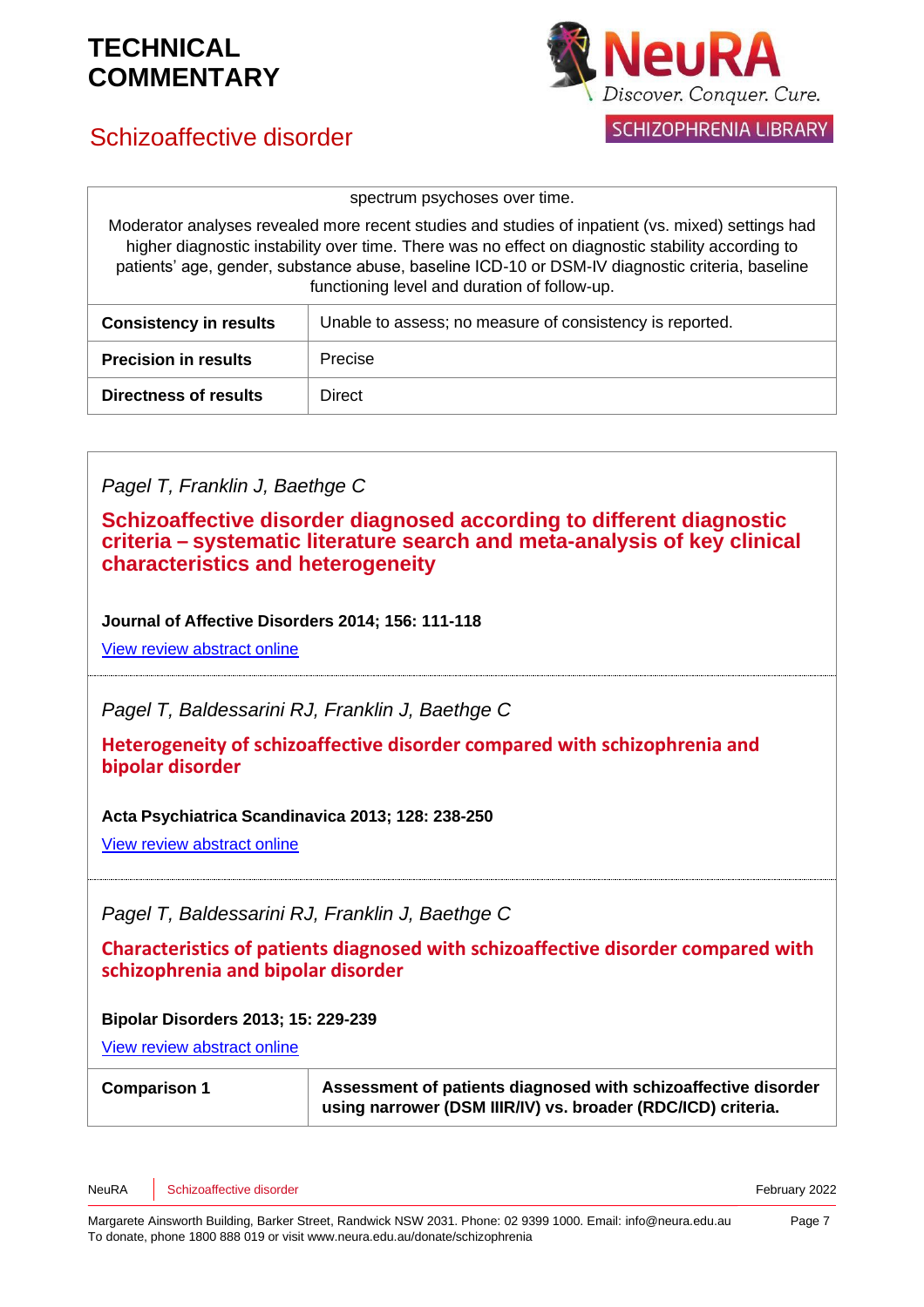| | |
|---|---|
| spectrum psychoses over time. Moderator analyses revealed more recent studies and studies of inpatient (vs. mixed) settings had higher diagnostic instability over time. There was no effect on diagnostic stability according to patients' age, gender, substance abuse, baseline ICD-10 or DSM-IV diagnostic criteria, baseline functioning level and duration of follow-up. | |
| **Consistency in results** | Unable to assess; no measure of consistency is reported. |
| **Precision in results** | Precise |
| **Directness of results** | Direct |

*Pagel T, Franklin J, Baethge C*

## Schizoaffective disorder diagnosed according to different diagnostic criteria – systematic literature search and meta-analysis of key clinical characteristics and heterogeneity

**Journal of Affective Disorders 2014; 156: 111-118**

View review abstract online

---

*Pagel T, Baldessarini RJ, Franklin J, Baethge C*

## Heterogeneity of schizoaffective disorder compared with schizophrenia and bipolar disorder

**Acta Psychiatrica Scandinavica 2013; 128: 238-250**

View review abstract online

---

*Pagel T, Baldessarini RJ, Franklin J, Baethge C*

## Characteristics of patients diagnosed with schizoaffective disorder compared with schizophrenia and bipolar disorder

**Bipolar Disorders 2013; 15: 229-239**

View review abstract online

| | |
|---|---|
| **Comparison 1** | **Assessment of patients diagnosed with schizoaffective disorder using narrower (DSM IIIR/IV) vs. broader (RDC/ICD) criteria.** |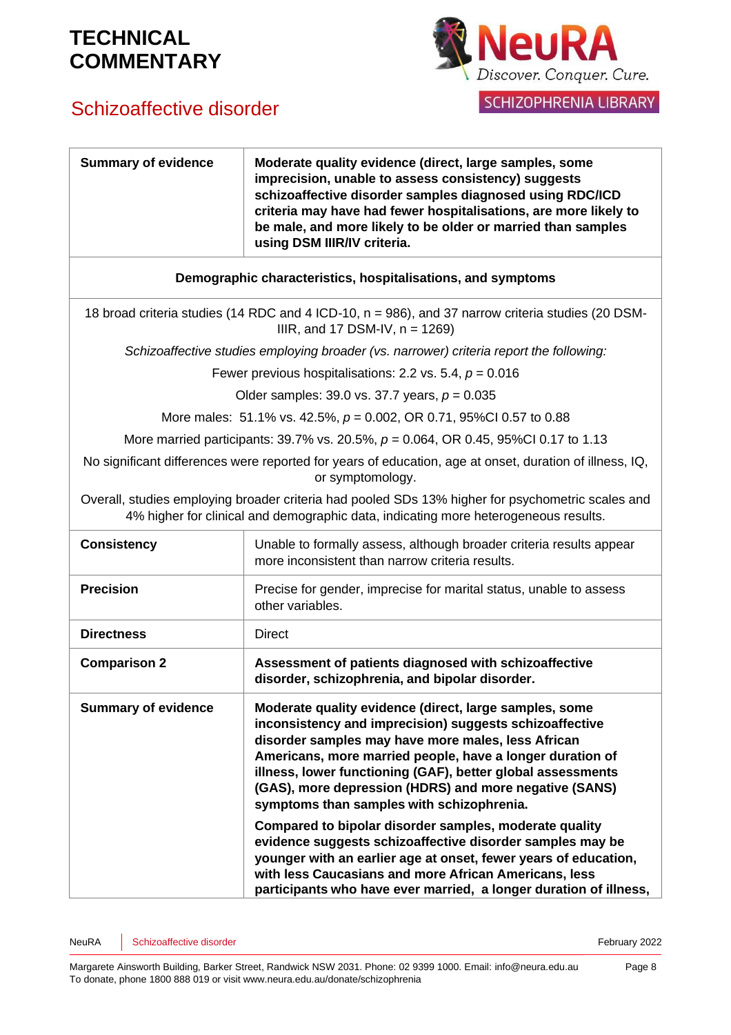# TECHNICAL COMMENTARY

## Schizoaffective disorder

| | |
|---|---|
| **Summary of evidence** | **Moderate quality evidence (direct, large samples, some imprecision, unable to assess consistency) suggests schizoaffective disorder samples diagnosed using RDC/ICD criteria may have had fewer hospitalisations, are more likely to be male, and more likely to be older or married than samples using DSM IIIR/IV criteria.** |
| **Demographic characteristics, hospitalisations, and symptoms** | |
| 18 broad criteria studies (14 RDC and 4 ICD-10, n = 986), and 37 narrow criteria studies (20 DSM-IIIR, and 17 DSM-IV, n = 1269)<br>*Schizoaffective studies employing broader (vs. narrower) criteria report the following:*<br>Fewer previous hospitalisations: 2.2 vs. 5.4, $p = 0.016$<br>Older samples: 39.0 vs. 37.7 years, $p = 0.035$<br>More males: 51.1% vs. 42.5%, $p = 0.002$, OR 0.71, 95%CI 0.57 to 0.88<br>More married participants: 39.7% vs. 20.5%, $p = 0.064$, OR 0.45, 95%CI 0.17 to 1.13<br>No significant differences were reported for years of education, age at onset, duration of illness, IQ, or symptomology.<br>Overall, studies employing broader criteria had pooled SDs 13% higher for psychometric scales and 4% higher for clinical and demographic data, indicating more heterogeneous results. | |
| **Consistency** | Unable to formally assess, although broader criteria results appear more inconsistent than narrow criteria results. |
| **Precision** | Precise for gender, imprecise for marital status, unable to assess other variables. |
| **Directness** | Direct |
| **Comparison 2** | **Assessment of patients diagnosed with schizoaffective disorder, schizophrenia, and bipolar disorder.** |
| **Summary of evidence** | **Moderate quality evidence (direct, large samples, some inconsistency and imprecision) suggests schizoaffective disorder samples may have more males, less African Americans, more married people, have a longer duration of illness, lower functioning (GAF), better global assessments (GAS), more depression (HDRS) and more negative (SANS) symptoms than samples with schizophrenia.**<br>**Compared to bipolar disorder samples, moderate quality evidence suggests schizoaffective disorder samples may be younger with an earlier age at onset, fewer years of education, with less Caucasians and more African Americans, less participants who have ever married, a longer duration of illness,** |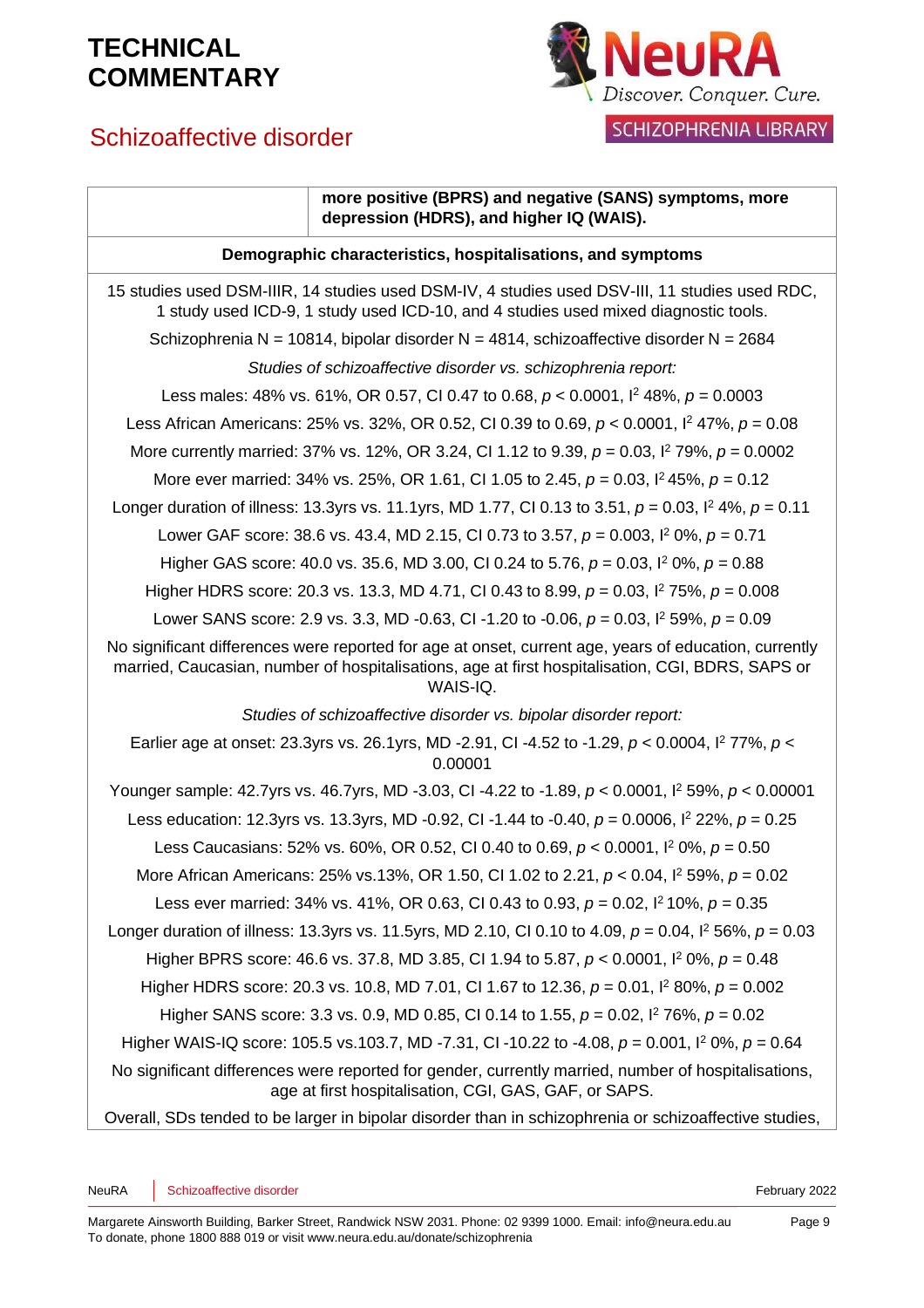| | |
|---|---|
| | **more positive (BPRS) and negative (SANS) symptoms, more depression (HDRS), and higher IQ (WAIS).** |
| **Demographic characteristics, hospitalisations, and symptoms** | |
| 15 studies used DSM-IIIR, 14 studies used DSM-IV, 4 studies used DSV-III, 11 studies used RDC, 1 study used ICD-9, 1 study used ICD-10, and 4 studies used mixed diagnostic tools.<br><br>Schizophrenia N = 10814, bipolar disorder N = 4814, schizoaffective disorder N = 2684<br><br>*Studies of schizoaffective disorder vs. schizophrenia report:*<br><br>Less males: 48% vs. 61%, OR 0.57, CI 0.47 to 0.68, $p < 0.0001$, $I^2$ 48%, $p = 0.0003$<br><br>Less African Americans: 25% vs. 32%, OR 0.52, CI 0.39 to 0.69, $p < 0.0001$, $I^2$ 47%, $p = 0.08$<br><br>More currently married: 37% vs. 12%, OR 3.24, CI 1.12 to 9.39, $p = 0.03$, $I^2$ 79%, $p = 0.0002$<br><br>More ever married: 34% vs. 25%, OR 1.61, CI 1.05 to 2.45, $p = 0.03$, $I^2$ 45%, $p = 0.12$<br><br>Longer duration of illness: 13.3yrs vs. 11.1yrs, MD 1.77, CI 0.13 to 3.51, $p = 0.03$, $I^2$ 4%, $p = 0.11$<br><br>Lower GAF score: 38.6 vs. 43.4, MD 2.15, CI 0.73 to 3.57, $p = 0.003$, $I^2$ 0%, $p = 0.71$<br><br>Higher GAS score: 40.0 vs. 35.6, MD 3.00, CI 0.24 to 5.76, $p = 0.03$, $I^2$ 0%, $p = 0.88$<br><br>Higher HDRS score: 20.3 vs. 13.3, MD 4.71, CI 0.43 to 8.99, $p = 0.03$, $I^2$ 75%, $p = 0.008$<br><br>Lower SANS score: 2.9 vs. 3.3, MD -0.63, CI -1.20 to -0.06, $p = 0.03$, $I^2$ 59%, $p = 0.09$<br><br>No significant differences were reported for age at onset, current age, years of education, currently married, Caucasian, number of hospitalisations, age at first hospitalisation, CGI, BDRS, SAPS or WAIS-IQ.<br><br>*Studies of schizoaffective disorder vs. bipolar disorder report:*<br><br>Earlier age at onset: 23.3yrs vs. 26.1yrs, MD -2.91, CI -4.52 to -1.29, $p < 0.0004$, $I^2$ 77%, $p < 0.00001$<br><br>Younger sample: 42.7yrs vs. 46.7yrs, MD -3.03, CI -4.22 to -1.89, $p < 0.0001$, $I^2$ 59%, $p < 0.00001$<br><br>Less education: 12.3yrs vs. 13.3yrs, MD -0.92, CI -1.44 to -0.40, $p = 0.0006$, $I^2$ 22%, $p = 0.25$<br><br>Less Caucasians: 52% vs. 60%, OR 0.52, CI 0.40 to 0.69, $p < 0.0001$, $I^2$ 0%, $p = 0.50$<br><br>More African Americans: 25% vs.13%, OR 1.50, CI 1.02 to 2.21, $p < 0.04$, $I^2$ 59%, $p = 0.02$<br><br>Less ever married: 34% vs. 41%, OR 0.63, CI 0.43 to 0.93, $p = 0.02$, $I^2$ 10%, $p = 0.35$<br><br>Longer duration of illness: 13.3yrs vs. 11.5yrs, MD 2.10, CI 0.10 to 4.09, $p = 0.04$, $I^2$ 56%, $p = 0.03$<br><br>Higher BPRS score: 46.6 vs. 37.8, MD 3.85, CI 1.94 to 5.87, $p < 0.0001$, $I^2$ 0%, $p = 0.48$<br><br>Higher HDRS score: 20.3 vs. 10.8, MD 7.01, CI 1.67 to 12.36, $p = 0.01$, $I^2$ 80%, $p = 0.002$<br><br>Higher SANS score: 3.3 vs. 0.9, MD 0.85, CI 0.14 to 1.55, $p = 0.02$, $I^2$ 76%, $p = 0.02$<br><br>Higher WAIS-IQ score: 105.5 vs.103.7, MD -7.31, CI -10.22 to -4.08, $p = 0.001$, $I^2$ 0%, $p = 0.64$<br><br>No significant differences were reported for gender, currently married, number of hospitalisations, age at first hospitalisation, CGI, GAS, GAF, or SAPS.<br><br>Overall, SDs tended to be larger in bipolar disorder than in schizophrenia or schizoaffective studies, | |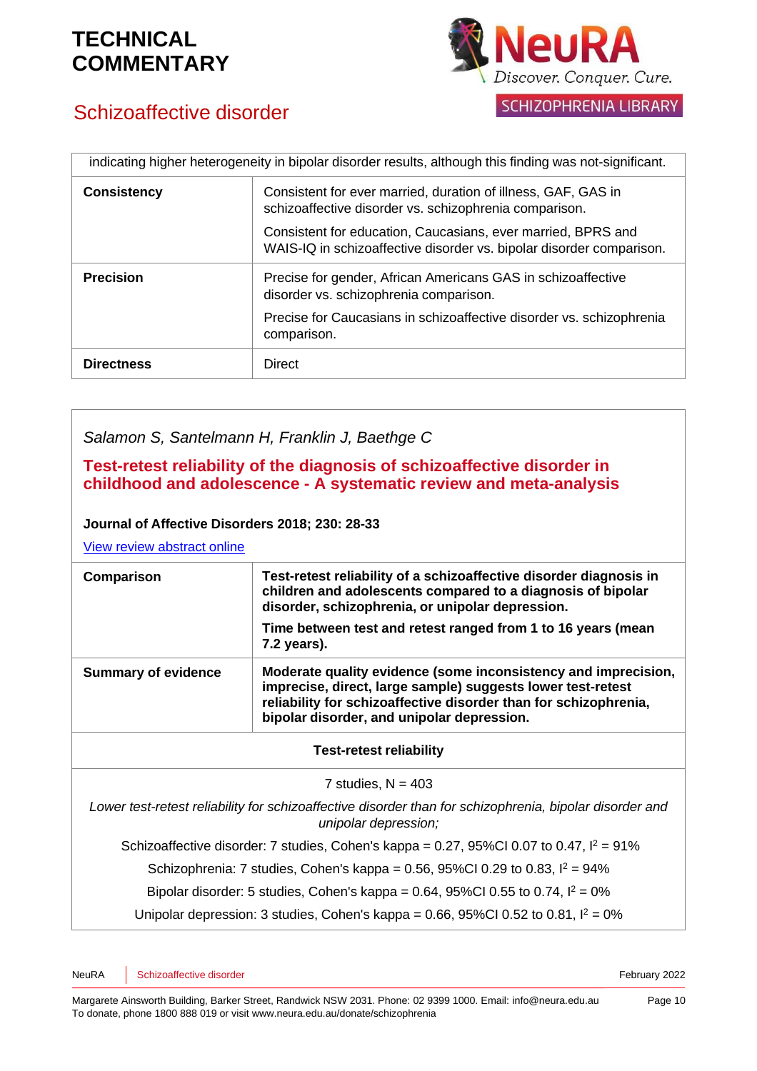| | |
|---|---|
| indicating higher heterogeneity in bipolar disorder results, although this finding was not-significant. | |
| **Consistency** | Consistent for ever married, duration of illness, GAF, GAS in schizoaffective disorder vs. schizophrenia comparison.<br><br>Consistent for education, Caucasians, ever married, BPRS and WAIS-IQ in schizoaffective disorder vs. bipolar disorder comparison. |
| **Precision** | Precise for gender, African Americans GAS in schizoaffective disorder vs. schizophrenia comparison.<br><br>Precise for Caucasians in schizoaffective disorder vs. schizophrenia comparison. |
| **Directness** | Direct |

*Salamon S, Santelmann H, Franklin J, Baethge C*

## Test-retest reliability of the diagnosis of schizoaffective disorder in childhood and adolescence - A systematic review and meta-analysis

**Journal of Affective Disorders 2018; 230: 28-33**

View review abstract online

| | |
|---|---|
| **Comparison** | **Test-retest reliability of a schizoaffective disorder diagnosis in children and adolescents compared to a diagnosis of bipolar disorder, schizophrenia, or unipolar depression.**<br><br>**Time between test and retest ranged from 1 to 16 years (mean 7.2 years).** |
| **Summary of evidence** | **Moderate quality evidence (some inconsistency and imprecision, imprecise, direct, large sample) suggests lower test-retest reliability for schizoaffective disorder than for schizophrenia, bipolar disorder, and unipolar depression.** |

**Test-retest reliability**

7 studies, N = 403

*Lower test-retest reliability for schizoaffective disorder than for schizophrenia, bipolar disorder and unipolar depression;*

Schizoaffective disorder: 7 studies, Cohen's kappa = 0.27, 95%CI 0.07 to 0.47, $I^2$ = 91%

Schizophrenia: 7 studies, Cohen's kappa = 0.56, 95%CI 0.29 to 0.83, $I^2$ = 94%

Bipolar disorder: 5 studies, Cohen's kappa = 0.64, 95%CI 0.55 to 0.74, $I^2$ = 0%

Unipolar depression: 3 studies, Cohen's kappa = 0.66, 95%CI 0.52 to 0.81, $I^2$ = 0%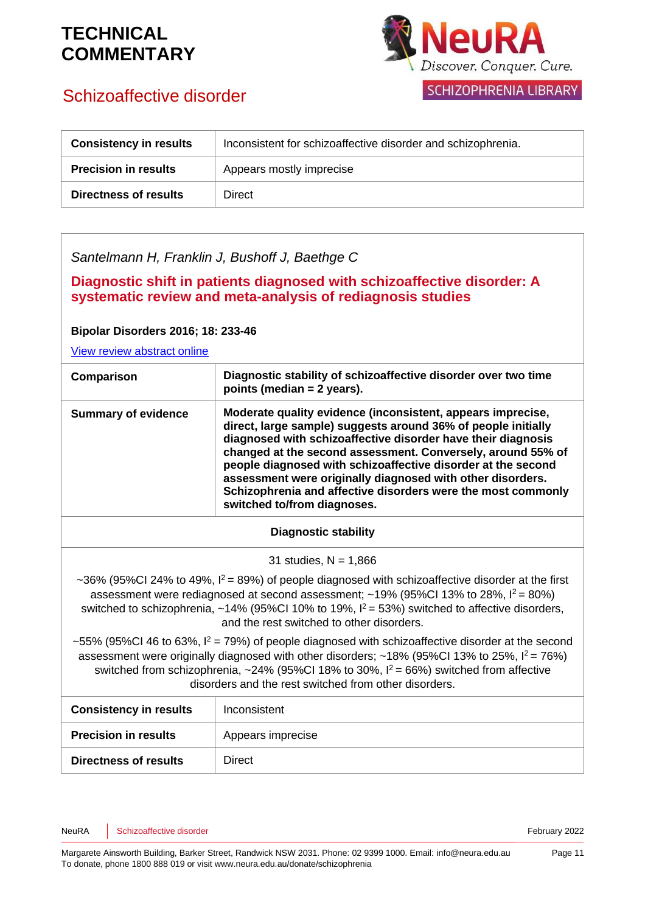| | |
|---|---|
| **Consistency in results** | Inconsistent for schizoaffective disorder and schizophrenia. |
| **Precision in results** | Appears mostly imprecise |
| **Directness of results** | Direct |

*Santelmann H, Franklin J, Bushoff J, Baethge C*

## Diagnostic shift in patients diagnosed with schizoaffective disorder: A systematic review and meta-analysis of rediagnosis studies

**Bipolar Disorders 2016; 18: 233-46**

View review abstract online

| | |
|---|---|
| **Comparison** | **Diagnostic stability of schizoaffective disorder over two time points (median = 2 years).** |
| **Summary of evidence** | **Moderate quality evidence (inconsistent, appears imprecise, direct, large sample) suggests around 36% of people initially diagnosed with schizoaffective disorder have their diagnosis changed at the second assessment. Conversely, around 55% of people diagnosed with schizoaffective disorder at the second assessment were originally diagnosed with other disorders. Schizophrenia and affective disorders were the most commonly switched to/from diagnoses.** |

**Diagnostic stability**

31 studies, N = 1,866

~36% (95%CI 24% to 49%, $I^2$ = 89%) of people diagnosed with schizoaffective disorder at the first assessment were rediagnosed at second assessment; ~19% (95%CI 13% to 28%, $I^2$ = 80%) switched to schizophrenia, ~14% (95%CI 10% to 19%, $I^2$ = 53%) switched to affective disorders, and the rest switched to other disorders.

~55% (95%CI 46 to 63%, $I^2$ = 79%) of people diagnosed with schizoaffective disorder at the second assessment were originally diagnosed with other disorders; ~18% (95%CI 13% to 25%, $I^2$ = 76%) switched from schizophrenia, ~24% (95%CI 18% to 30%, $I^2$ = 66%) switched from affective disorders and the rest switched from other disorders.

| | |
|---|---|
| **Consistency in results** | Inconsistent |
| **Precision in results** | Appears imprecise |
| **Directness of results** | Direct |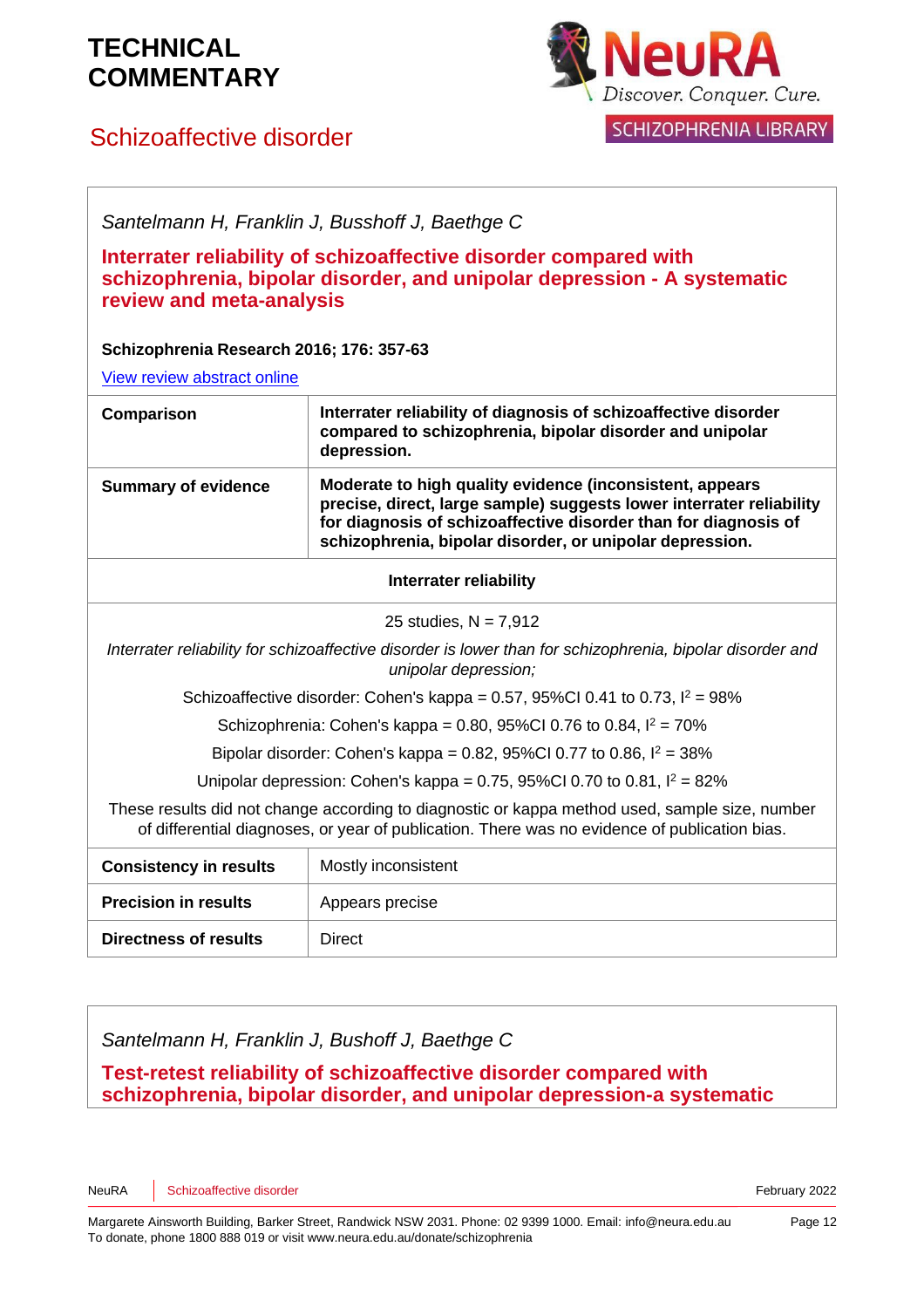*Santelmann H, Franklin J, Busshoff J, Baethge C*

**Interrater reliability of schizoaffective disorder compared with schizophrenia, bipolar disorder, and unipolar depression - A systematic review and meta-analysis**

**Schizophrenia Research 2016; 176: 357-63**

View review abstract online

| | |
|---|---|
| **Comparison** | **Interrater reliability of diagnosis of schizoaffective disorder compared to schizophrenia, bipolar disorder and unipolar depression.** |
| **Summary of evidence** | **Moderate to high quality evidence (inconsistent, appears precise, direct, large sample) suggests lower interrater reliability for diagnosis of schizoaffective disorder than for diagnosis of schizophrenia, bipolar disorder, or unipolar depression.** |

**Interrater reliability**

25 studies, N = 7,912

*Interrater reliability for schizoaffective disorder is lower than for schizophrenia, bipolar disorder and unipolar depression;*

Schizoaffective disorder: Cohen's kappa = 0.57, 95%CI 0.41 to 0.73, $I^2$ = 98%

Schizophrenia: Cohen's kappa = 0.80, 95%CI 0.76 to 0.84, $I^2$ = 70%

Bipolar disorder: Cohen's kappa = 0.82, 95%CI 0.77 to 0.86, $I^2$ = 38%

Unipolar depression: Cohen's kappa = 0.75, 95%CI 0.70 to 0.81, $I^2$ = 82%

These results did not change according to diagnostic or kappa method used, sample size, number of differential diagnoses, or year of publication. There was no evidence of publication bias.

| | |
|---|---|
| **Consistency in results** | Mostly inconsistent |
| **Precision in results** | Appears precise |
| **Directness of results** | Direct |

*Santelmann H, Franklin J, Bushoff J, Baethge C*

**Test-retest reliability of schizoaffective disorder compared with schizophrenia, bipolar disorder, and unipolar depression-a systematic**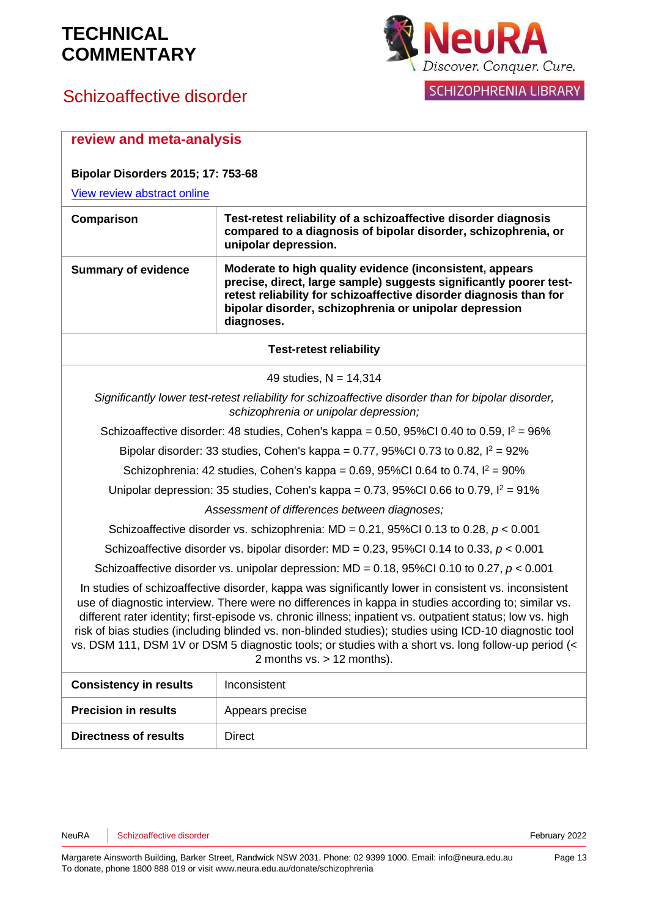| **review and meta-analysis** | |
|---|---|
| **Bipolar Disorders 2015; 17: 753-68**<br>[View review abstract online](#) | |
| **Comparison** | **Test-retest reliability of a schizoaffective disorder diagnosis compared to a diagnosis of bipolar disorder, schizophrenia, or unipolar depression.** |
| **Summary of evidence** | **Moderate to high quality evidence (inconsistent, appears precise, direct, large sample) suggests significantly poorer test-retest reliability for schizoaffective disorder diagnosis than for bipolar disorder, schizophrenia or unipolar depression diagnoses.** |

**Test-retest reliability**

49 studies, N = 14,314

*Significantly lower test-retest reliability for schizoaffective disorder than for bipolar disorder, schizophrenia or unipolar depression;*

Schizoaffective disorder: 48 studies, Cohen's kappa = 0.50, 95%CI 0.40 to 0.59, $I^2$ = 96%

Bipolar disorder: 33 studies, Cohen's kappa = 0.77, 95%CI 0.73 to 0.82, $I^2$ = 92%

Schizophrenia: 42 studies, Cohen's kappa = 0.69, 95%CI 0.64 to 0.74, $I^2$ = 90%

Unipolar depression: 35 studies, Cohen's kappa = 0.73, 95%CI 0.66 to 0.79, $I^2$ = 91%

*Assessment of differences between diagnoses;*

Schizoaffective disorder vs. schizophrenia: MD = 0.21, 95%CI 0.13 to 0.28, $p < 0.001$

Schizoaffective disorder vs. bipolar disorder: MD = 0.23, 95%CI 0.14 to 0.33, $p < 0.001$

Schizoaffective disorder vs. unipolar depression: MD = 0.18, 95%CI 0.10 to 0.27, $p < 0.001$

In studies of schizoaffective disorder, kappa was significantly lower in consistent vs. inconsistent use of diagnostic interview. There were no differences in kappa in studies according to; similar vs. different rater identity; first-episode vs. chronic illness; inpatient vs. outpatient status; low vs. high risk of bias studies (including blinded vs. non-blinded studies); studies using ICD-10 diagnostic tool vs. DSM 111, DSM 1V or DSM 5 diagnostic tools; or studies with a short vs. long follow-up period (< 2 months vs. > 12 months).

| | |
|---|---|
| **Consistency in results** | Inconsistent |
| **Precision in results** | Appears precise |
| **Directness of results** | Direct |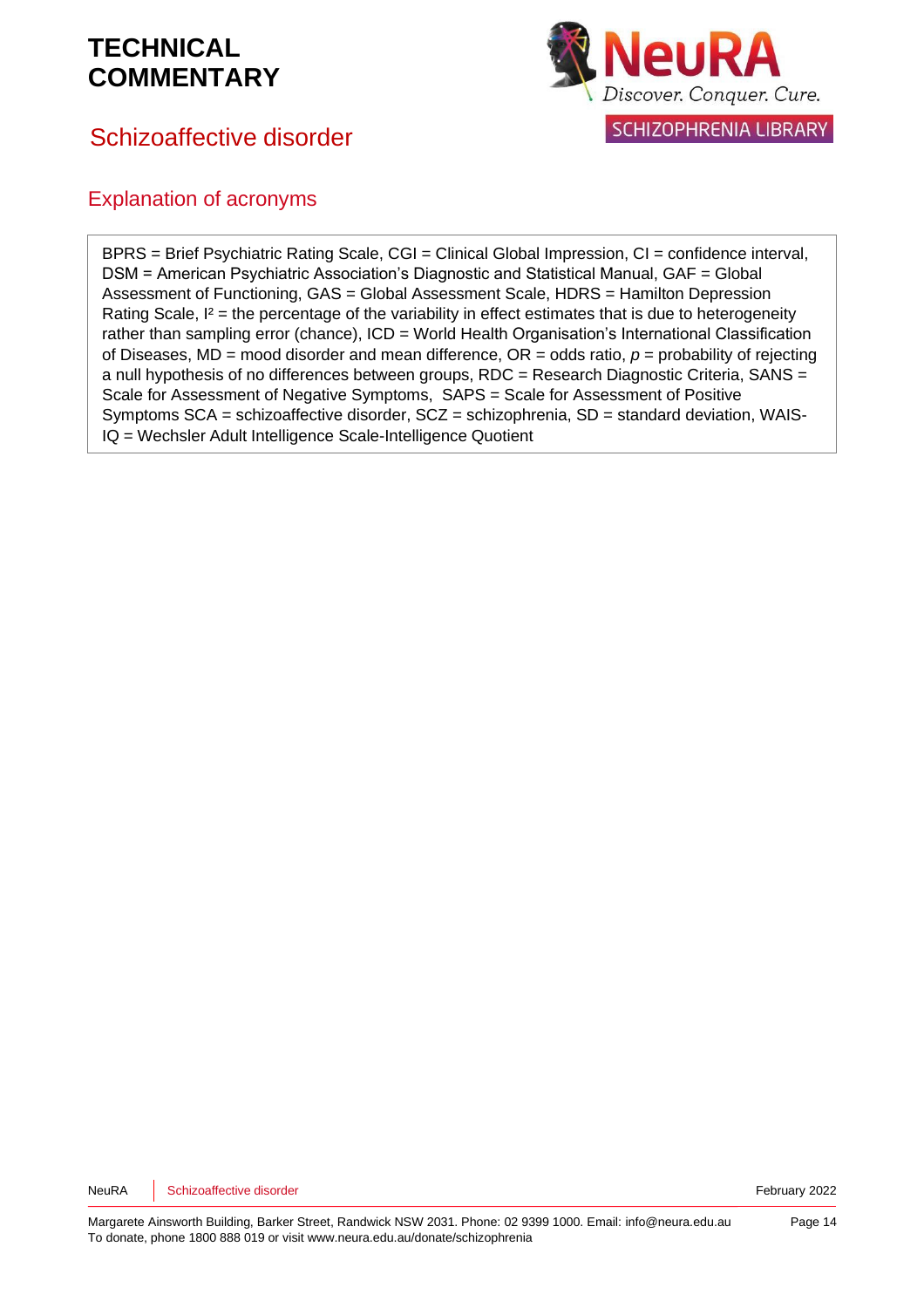# TECHNICAL COMMENTARY

## Schizoaffective disorder

### Explanation of acronyms

BPRS = Brief Psychiatric Rating Scale, CGI = Clinical Global Impression, CI = confidence interval, DSM = American Psychiatric Association's Diagnostic and Statistical Manual, GAF = Global Assessment of Functioning, GAS = Global Assessment Scale, HDRS = Hamilton Depression Rating Scale, $I^2$ = the percentage of the variability in effect estimates that is due to heterogeneity rather than sampling error (chance), ICD = World Health Organisation's International Classification of Diseases, MD = mood disorder and mean difference, OR = odds ratio, $p$ = probability of rejecting a null hypothesis of no differences between groups, RDC = Research Diagnostic Criteria, SANS = Scale for Assessment of Negative Symptoms, SAPS = Scale for Assessment of Positive Symptoms SCA = schizoaffective disorder, SCZ = schizophrenia, SD = standard deviation, WAIS-IQ = Wechsler Adult Intelligence Scale-Intelligence Quotient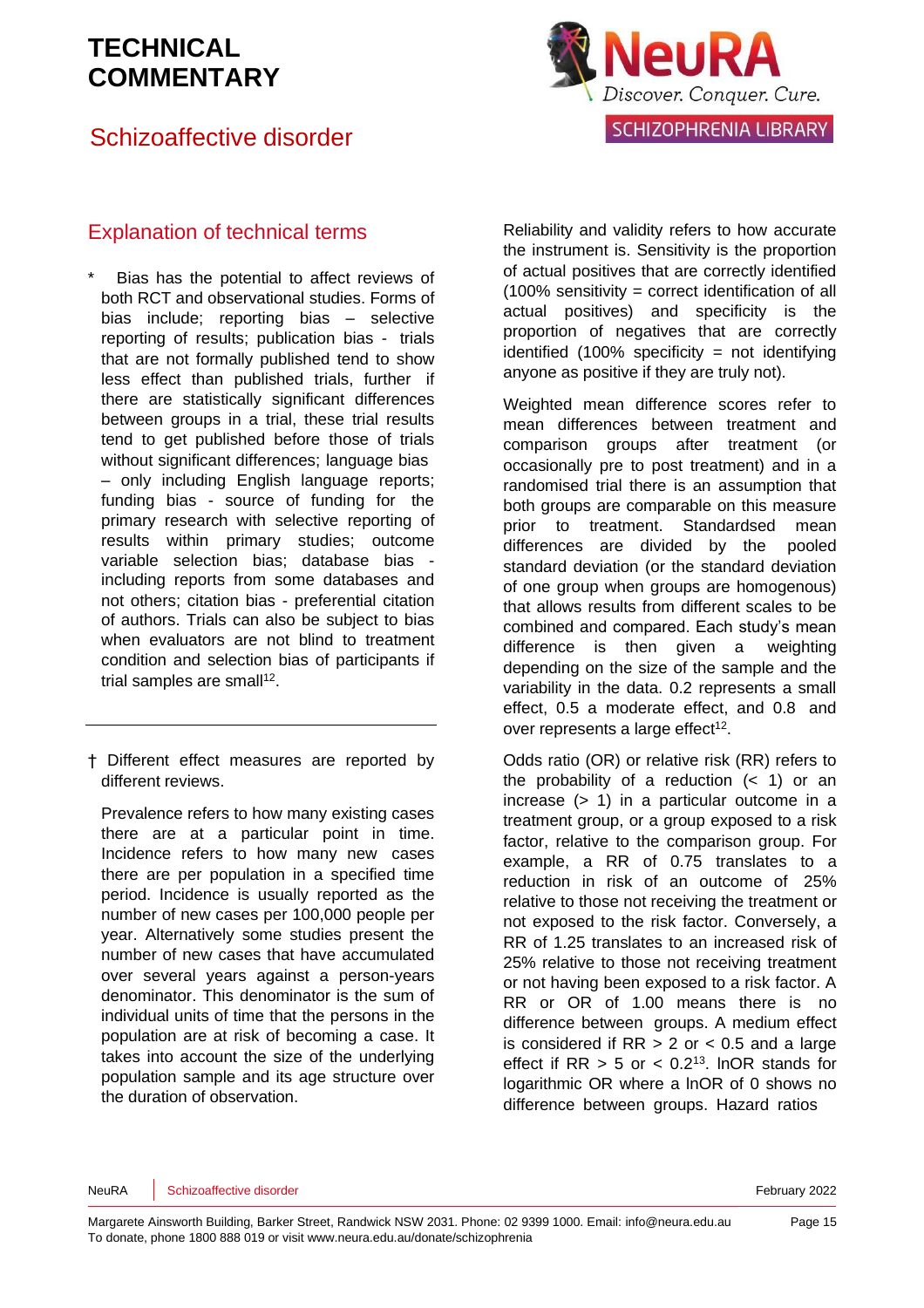## Explanation of technical terms

\* Bias has the potential to affect reviews of both RCT and observational studies. Forms of bias include; reporting bias – selective reporting of results; publication bias - trials that are not formally published tend to show less effect than published trials, further if there are statistically significant differences between groups in a trial, these trial results tend to get published before those of trials without significant differences; language bias – only including English language reports; funding bias - source of funding for the primary research with selective reporting of results within primary studies; outcome variable selection bias; database bias - including reports from some databases and not others; citation bias - preferential citation of authors. Trials can also be subject to bias when evaluators are not blind to treatment condition and selection bias of participants if trial samples are small[12].

---

† Different effect measures are reported by different reviews.

Prevalence refers to how many existing cases there are at a particular point in time. Incidence refers to how many new cases there are per population in a specified time period. Incidence is usually reported as the number of new cases per 100,000 people per year. Alternatively some studies present the number of new cases that have accumulated over several years against a person-years denominator. This denominator is the sum of individual units of time that the persons in the population are at risk of becoming a case. It takes into account the size of the underlying population sample and its age structure over the duration of observation.

Reliability and validity refers to how accurate the instrument is. Sensitivity is the proportion of actual positives that are correctly identified (100% sensitivity = correct identification of all actual positives) and specificity is the proportion of negatives that are correctly identified (100% specificity = not identifying anyone as positive if they are truly not).

Weighted mean difference scores refer to mean differences between treatment and comparison groups after treatment (or occasionally pre to post treatment) and in a randomised trial there is an assumption that both groups are comparable on this measure prior to treatment. Standardsed mean differences are divided by the pooled standard deviation (or the standard deviation of one group when groups are homogenous) that allows results from different scales to be combined and compared. Each study's mean difference is then given a weighting depending on the size of the sample and the variability in the data. 0.2 represents a small effect, 0.5 a moderate effect, and 0.8 and over represents a large effect[12].

Odds ratio (OR) or relative risk (RR) refers to the probability of a reduction (< 1) or an increase (> 1) in a particular outcome in a treatment group, or a group exposed to a risk factor, relative to the comparison group. For example, a RR of 0.75 translates to a reduction in risk of an outcome of 25% relative to those not receiving the treatment or not exposed to the risk factor. Conversely, a RR of 1.25 translates to an increased risk of 25% relative to those not receiving treatment or not having been exposed to a risk factor. A RR or OR of 1.00 means there is no difference between groups. A medium effect is considered if RR > 2 or < 0.5 and a large effect if RR > 5 or < 0.2[13]. lnOR stands for logarithmic OR where a lnOR of 0 shows no difference between groups. Hazard ratios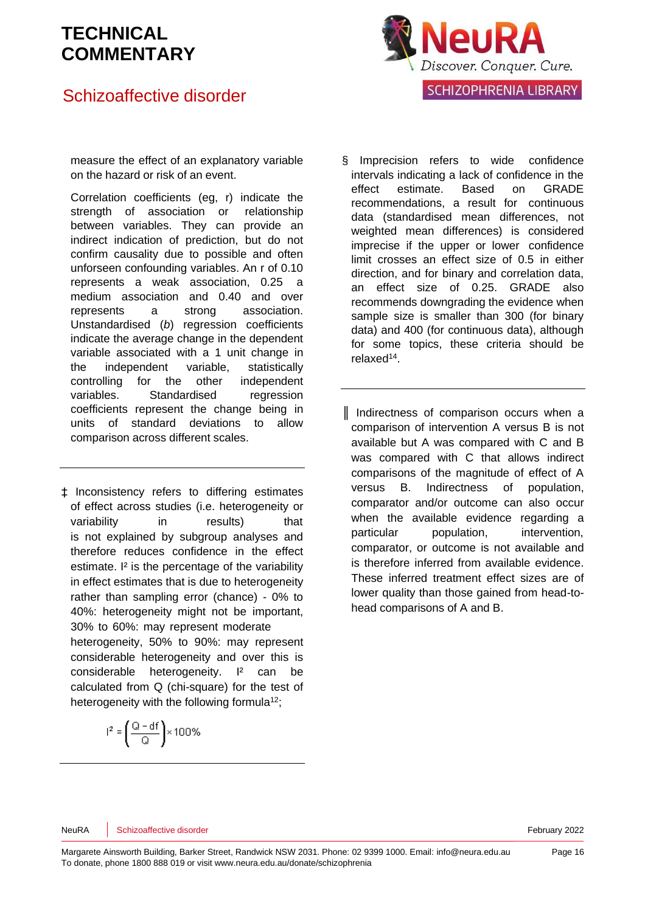measure the effect of an explanatory variable on the hazard or risk of an event.

Correlation coefficients (eg, r) indicate the strength of association or relationship between variables. They can provide an indirect indication of prediction, but do not confirm causality due to possible and often unforseen confounding variables. An r of 0.10 represents a weak association, 0.25 a medium association and 0.40 and over represents a strong association. Unstandardised (*b*) regression coefficients indicate the average change in the dependent variable associated with a 1 unit change in the independent variable, statistically controlling for the other independent variables. Standardised regression coefficients represent the change being in units of standard deviations to allow comparison across different scales.

---

‡ Inconsistency refers to differing estimates of effect across studies (i.e. heterogeneity or variability in results) that is not explained by subgroup analyses and therefore reduces confidence in the effect estimate. $I^2$ is the percentage of the variability in effect estimates that is due to heterogeneity rather than sampling error (chance) - 0% to 40%: heterogeneity might not be important, 30% to 60%: may represent moderate heterogeneity, 50% to 90%: may represent considerable heterogeneity and over this is considerable heterogeneity. $I^2$ can be calculated from Q (chi-square) for the test of heterogeneity with the following formula[12];

$$I^2 = \left(\frac{Q - df}{Q}\right) \times 100\%$$

---

§ Imprecision refers to wide confidence intervals indicating a lack of confidence in the effect estimate. Based on GRADE recommendations, a result for continuous data (standardised mean differences, not weighted mean differences) is considered imprecise if the upper or lower confidence limit crosses an effect size of 0.5 in either direction, and for binary and correlation data, an effect size of 0.25. GRADE also recommends downgrading the evidence when sample size is smaller than 300 (for binary data) and 400 (for continuous data), although for some topics, these criteria should be relaxed[14].

---

║ Indirectness of comparison occurs when a comparison of intervention A versus B is not available but A was compared with C and B was compared with C that allows indirect comparisons of the magnitude of effect of A versus B. Indirectness of population, comparator and/or outcome can also occur when the available evidence regarding a particular population, intervention, comparator, or outcome is not available and is therefore inferred from available evidence. These inferred treatment effect sizes are of lower quality than those gained from head-to-head comparisons of A and B.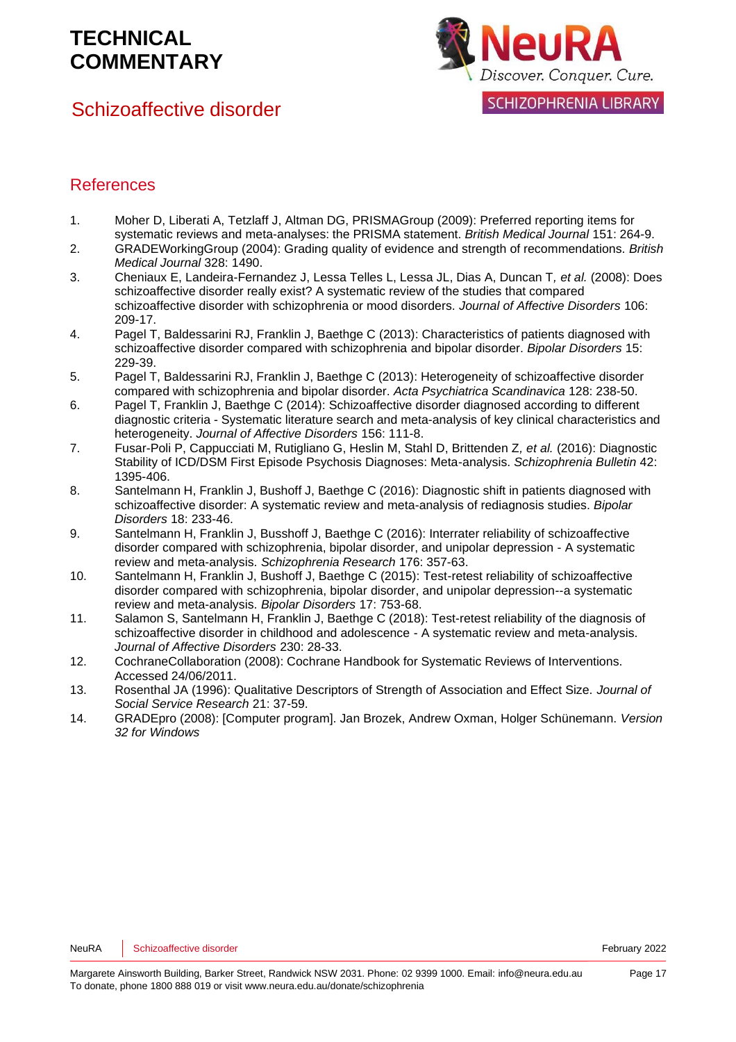# TECHNICAL COMMENTARY

## Schizoaffective disorder

## References

1. Moher D, Liberati A, Tetzlaff J, Altman DG, PRISMAGroup (2009): Preferred reporting items for systematic reviews and meta-analyses: the PRISMA statement. *British Medical Journal* 151: 264-9.
2. GRADEWorkingGroup (2004): Grading quality of evidence and strength of recommendations. *British Medical Journal* 328: 1490.
3. Cheniaux E, Landeira-Fernandez J, Lessa Telles L, Lessa JL, Dias A, Duncan T*, et al.* (2008): Does schizoaffective disorder really exist? A systematic review of the studies that compared schizoaffective disorder with schizophrenia or mood disorders. *Journal of Affective Disorders* 106: 209-17.
4. Pagel T, Baldessarini RJ, Franklin J, Baethge C (2013): Characteristics of patients diagnosed with schizoaffective disorder compared with schizophrenia and bipolar disorder. *Bipolar Disorders* 15: 229-39.
5. Pagel T, Baldessarini RJ, Franklin J, Baethge C (2013): Heterogeneity of schizoaffective disorder compared with schizophrenia and bipolar disorder. *Acta Psychiatrica Scandinavica* 128: 238-50.
6. Pagel T, Franklin J, Baethge C (2014): Schizoaffective disorder diagnosed according to different diagnostic criteria - Systematic literature search and meta-analysis of key clinical characteristics and heterogeneity. *Journal of Affective Disorders* 156: 111-8.
7. Fusar-Poli P, Cappucciati M, Rutigliano G, Heslin M, Stahl D, Brittenden Z*, et al.* (2016): Diagnostic Stability of ICD/DSM First Episode Psychosis Diagnoses: Meta-analysis. *Schizophrenia Bulletin* 42: 1395-406.
8. Santelmann H, Franklin J, Bushoff J, Baethge C (2016): Diagnostic shift in patients diagnosed with schizoaffective disorder: A systematic review and meta-analysis of rediagnosis studies. *Bipolar Disorders* 18: 233-46.
9. Santelmann H, Franklin J, Busshoff J, Baethge C (2016): Interrater reliability of schizoaffective disorder compared with schizophrenia, bipolar disorder, and unipolar depression - A systematic review and meta-analysis. *Schizophrenia Research* 176: 357-63.
10. Santelmann H, Franklin J, Bushoff J, Baethge C (2015): Test-retest reliability of schizoaffective disorder compared with schizophrenia, bipolar disorder, and unipolar depression--a systematic review and meta-analysis. *Bipolar Disorders* 17: 753-68.
11. Salamon S, Santelmann H, Franklin J, Baethge C (2018): Test-retest reliability of the diagnosis of schizoaffective disorder in childhood and adolescence - A systematic review and meta-analysis. *Journal of Affective Disorders* 230: 28-33.
12. CochraneCollaboration (2008): Cochrane Handbook for Systematic Reviews of Interventions. Accessed 24/06/2011.
13. Rosenthal JA (1996): Qualitative Descriptors of Strength of Association and Effect Size. *Journal of Social Service Research* 21: 37-59.
14. GRADEpro (2008): [Computer program]. Jan Brozek, Andrew Oxman, Holger Schünemann. *Version 32 for Windows*